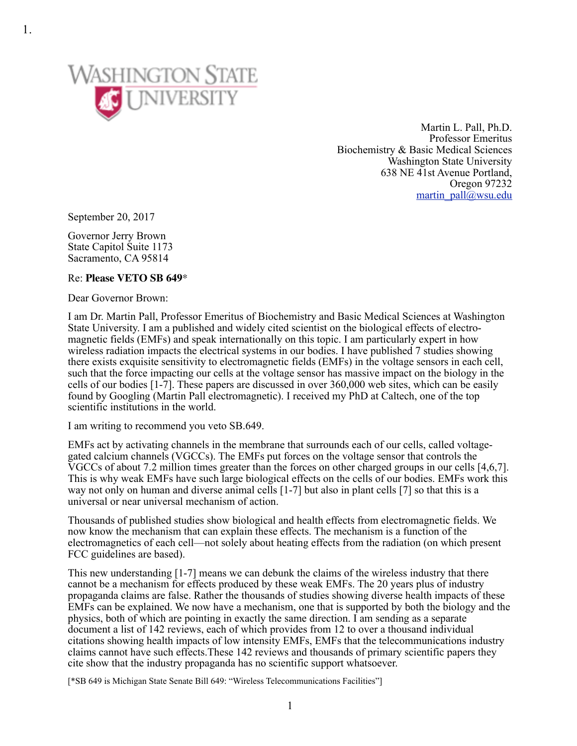1.

WASHINGTON STATE UNIVERSITY

Martin L. Pall, Ph.D.
Professor Emeritus
Biochemistry & Basic Medical Sciences
Washington State University
638 NE 41st Avenue Portland,
Oregon 97232
martin_pall@wsu.edu

September 20, 2017

Governor Jerry Brown
State Capitol Suite 1173
Sacramento, CA 95814

Re: **Please VETO SB 649***

Dear Governor Brown:

I am Dr. Martin Pall, Professor Emeritus of Biochemistry and Basic Medical Sciences at Washington State University. I am a published and widely cited scientist on the biological effects of electro-magnetic fields (EMFs) and speak internationally on this topic. I am particularly expert in how wireless radiation impacts the electrical systems in our bodies. I have published 7 studies showing there exists exquisite sensitivity to electromagnetic fields (EMFs) in the voltage sensors in each cell, such that the force impacting our cells at the voltage sensor has massive impact on the biology in the cells of our bodies [1-7]. These papers are discussed in over 360,000 web sites, which can be easily found by Googling (Martin Pall electromagnetic). I received my PhD at Caltech, one of the top scientific institutions in the world.

I am writing to recommend you veto SB.649.

EMFs act by activating channels in the membrane that surrounds each of our cells, called voltage-gated calcium channels (VGCCs). The EMFs put forces on the voltage sensor that controls the VGCCs of about 7.2 million times greater than the forces on other charged groups in our cells [4,6,7]. This is why weak EMFs have such large biological effects on the cells of our bodies. EMFs work this way not only on human and diverse animal cells [1-7] but also in plant cells [7] so that this is a universal or near universal mechanism of action.

Thousands of published studies show biological and health effects from electromagnetic fields. We now know the mechanism that can explain these effects. The mechanism is a function of the electromagnetics of each cell—not solely about heating effects from the radiation (on which present FCC guidelines are based).

This new understanding [1-7] means we can debunk the claims of the wireless industry that there cannot be a mechanism for effects produced by these weak EMFs. The 20 years plus of industry propaganda claims are false. Rather the thousands of studies showing diverse health impacts of these EMFs can be explained. We now have a mechanism, one that is supported by both the biology and the physics, both of which are pointing in exactly the same direction. I am sending as a separate document a list of 142 reviews, each of which provides from 12 to over a thousand individual citations showing health impacts of low intensity EMFs, EMFs that the telecommunications industry claims cannot have such effects.These 142 reviews and thousands of primary scientific papers they cite show that the industry propaganda has no scientific support whatsoever.

[*SB 649 is Michigan State Senate Bill 649: "Wireless Telecommunications Facilities"]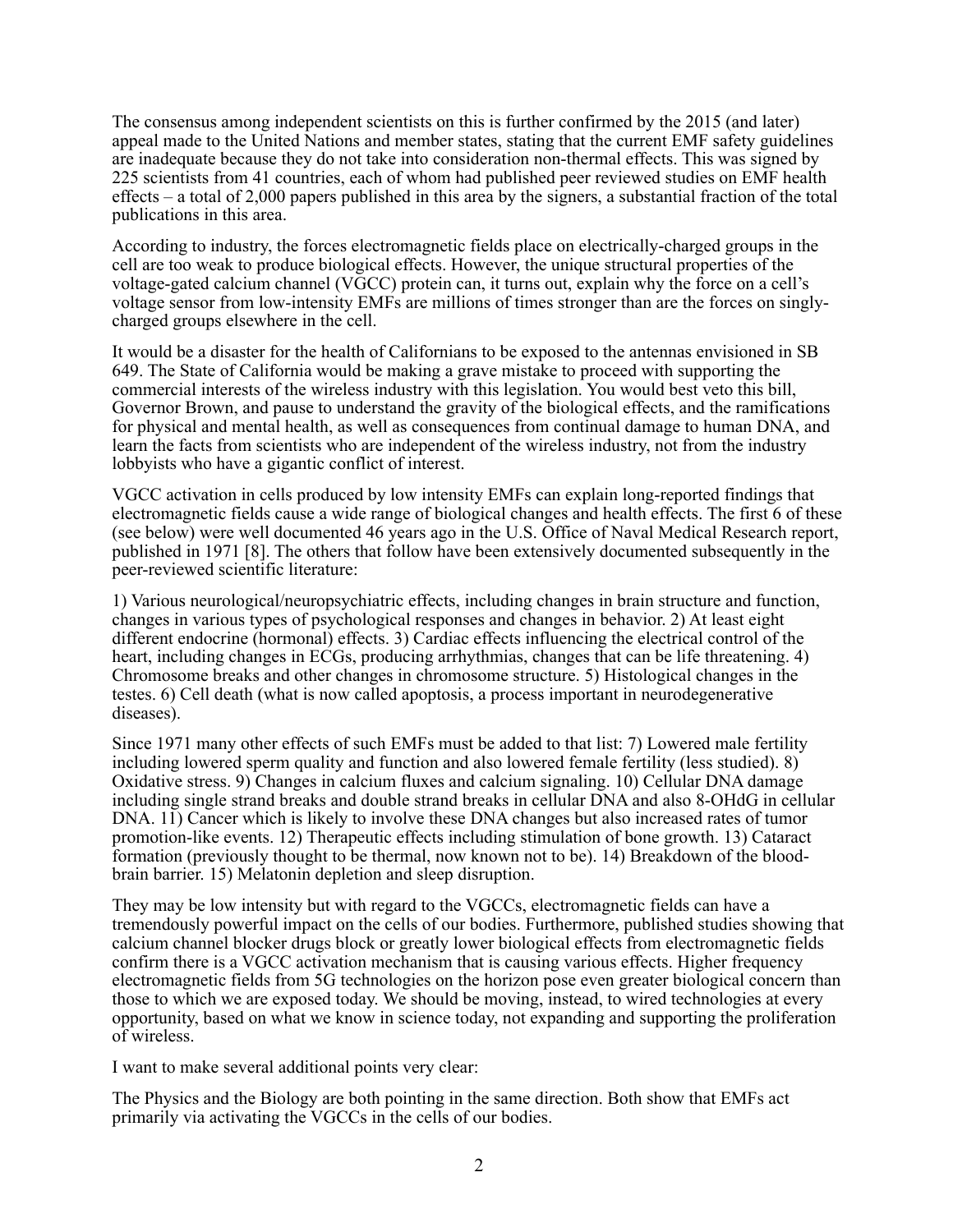The consensus among independent scientists on this is further confirmed by the 2015 (and later) appeal made to the United Nations and member states, stating that the current EMF safety guidelines are inadequate because they do not take into consideration non-thermal effects. This was signed by 225 scientists from 41 countries, each of whom had published peer reviewed studies on EMF health effects – a total of 2,000 papers published in this area by the signers, a substantial fraction of the total publications in this area.

According to industry, the forces electromagnetic fields place on electrically-charged groups in the cell are too weak to produce biological effects. However, the unique structural properties of the voltage-gated calcium channel (VGCC) protein can, it turns out, explain why the force on a cell's voltage sensor from low-intensity EMFs are millions of times stronger than are the forces on singly-charged groups elsewhere in the cell.

It would be a disaster for the health of Californians to be exposed to the antennas envisioned in SB 649. The State of California would be making a grave mistake to proceed with supporting the commercial interests of the wireless industry with this legislation. You would best veto this bill, Governor Brown, and pause to understand the gravity of the biological effects, and the ramifications for physical and mental health, as well as consequences from continual damage to human DNA, and learn the facts from scientists who are independent of the wireless industry, not from the industry lobbyists who have a gigantic conflict of interest.

VGCC activation in cells produced by low intensity EMFs can explain long-reported findings that electromagnetic fields cause a wide range of biological changes and health effects. The first 6 of these (see below) were well documented 46 years ago in the U.S. Office of Naval Medical Research report, published in 1971 [8]. The others that follow have been extensively documented subsequently in the peer-reviewed scientific literature:

1) Various neurological/neuropsychiatric effects, including changes in brain structure and function, changes in various types of psychological responses and changes in behavior. 2) At least eight different endocrine (hormonal) effects. 3) Cardiac effects influencing the electrical control of the heart, including changes in ECGs, producing arrhythmias, changes that can be life threatening. 4) Chromosome breaks and other changes in chromosome structure. 5) Histological changes in the testes. 6) Cell death (what is now called apoptosis, a process important in neurodegenerative diseases).

Since 1971 many other effects of such EMFs must be added to that list: 7) Lowered male fertility including lowered sperm quality and function and also lowered female fertility (less studied). 8) Oxidative stress. 9) Changes in calcium fluxes and calcium signaling. 10) Cellular DNA damage including single strand breaks and double strand breaks in cellular DNA and also 8-OHdG in cellular DNA. 11) Cancer which is likely to involve these DNA changes but also increased rates of tumor promotion-like events. 12) Therapeutic effects including stimulation of bone growth. 13) Cataract formation (previously thought to be thermal, now known not to be). 14) Breakdown of the blood-brain barrier. 15) Melatonin depletion and sleep disruption.

They may be low intensity but with regard to the VGCCs, electromagnetic fields can have a tremendously powerful impact on the cells of our bodies. Furthermore, published studies showing that calcium channel blocker drugs block or greatly lower biological effects from electromagnetic fields confirm there is a VGCC activation mechanism that is causing various effects. Higher frequency electromagnetic fields from 5G technologies on the horizon pose even greater biological concern than those to which we are exposed today. We should be moving, instead, to wired technologies at every opportunity, based on what we know in science today, not expanding and supporting the proliferation of wireless.

I want to make several additional points very clear:

The Physics and the Biology are both pointing in the same direction. Both show that EMFs act primarily via activating the VGCCs in the cells of our bodies.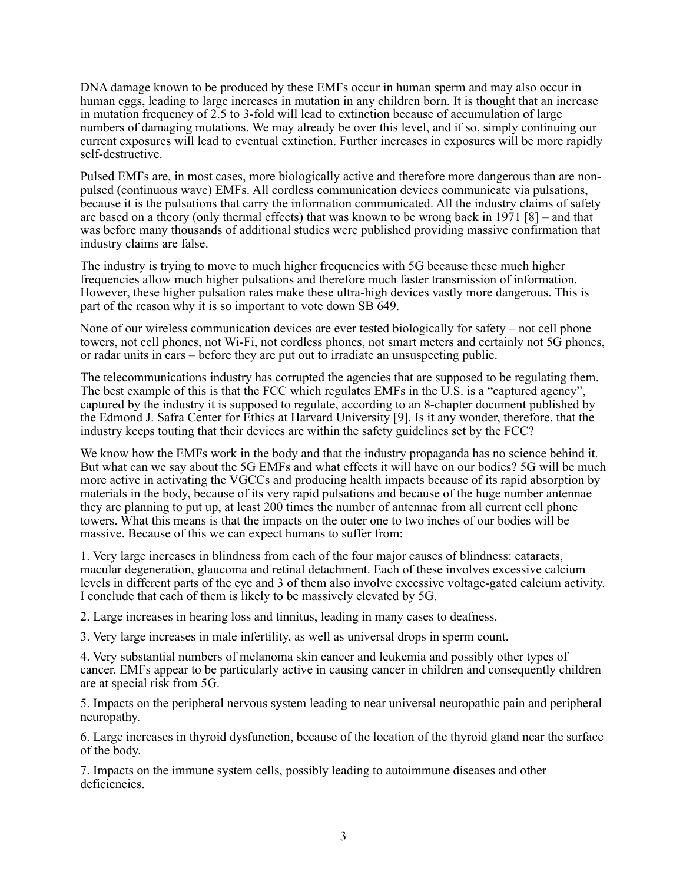DNA damage known to be produced by these EMFs occur in human sperm and may also occur in human eggs, leading to large increases in mutation in any children born. It is thought that an increase in mutation frequency of 2.5 to 3-fold will lead to extinction because of accumulation of large numbers of damaging mutations. We may already be over this level, and if so, simply continuing our current exposures will lead to eventual extinction. Further increases in exposures will be more rapidly self-destructive.

Pulsed EMFs are, in most cases, more biologically active and therefore more dangerous than are non-pulsed (continuous wave) EMFs. All cordless communication devices communicate via pulsations, because it is the pulsations that carry the information communicated. All the industry claims of safety are based on a theory (only thermal effects) that was known to be wrong back in 1971 [8] – and that was before many thousands of additional studies were published providing massive confirmation that industry claims are false.

The industry is trying to move to much higher frequencies with 5G because these much higher frequencies allow much higher pulsations and therefore much faster transmission of information. However, these higher pulsation rates make these ultra-high devices vastly more dangerous. This is part of the reason why it is so important to vote down SB 649.

None of our wireless communication devices are ever tested biologically for safety – not cell phone towers, not cell phones, not Wi-Fi, not cordless phones, not smart meters and certainly not 5G phones, or radar units in cars – before they are put out to irradiate an unsuspecting public.

The telecommunications industry has corrupted the agencies that are supposed to be regulating them. The best example of this is that the FCC which regulates EMFs in the U.S. is a "captured agency", captured by the industry it is supposed to regulate, according to an 8-chapter document published by the Edmond J. Safra Center for Ethics at Harvard University [9]. Is it any wonder, therefore, that the industry keeps touting that their devices are within the safety guidelines set by the FCC?

We know how the EMFs work in the body and that the industry propaganda has no science behind it. But what can we say about the 5G EMFs and what effects it will have on our bodies? 5G will be much more active in activating the VGCCs and producing health impacts because of its rapid absorption by materials in the body, because of its very rapid pulsations and because of the huge number antennae they are planning to put up, at least 200 times the number of antennae from all current cell phone towers. What this means is that the impacts on the outer one to two inches of our bodies will be massive. Because of this we can expect humans to suffer from:

1. Very large increases in blindness from each of the four major causes of blindness: cataracts, macular degeneration, glaucoma and retinal detachment. Each of these involves excessive calcium levels in different parts of the eye and 3 of them also involve excessive voltage-gated calcium activity. I conclude that each of them is likely to be massively elevated by 5G.

2. Large increases in hearing loss and tinnitus, leading in many cases to deafness.

3. Very large increases in male infertility, as well as universal drops in sperm count.

4. Very substantial numbers of melanoma skin cancer and leukemia and possibly other types of cancer. EMFs appear to be particularly active in causing cancer in children and consequently children are at special risk from 5G.

5. Impacts on the peripheral nervous system leading to near universal neuropathic pain and peripheral neuropathy.

6. Large increases in thyroid dysfunction, because of the location of the thyroid gland near the surface of the body.

7. Impacts on the immune system cells, possibly leading to autoimmune diseases and other deficiencies.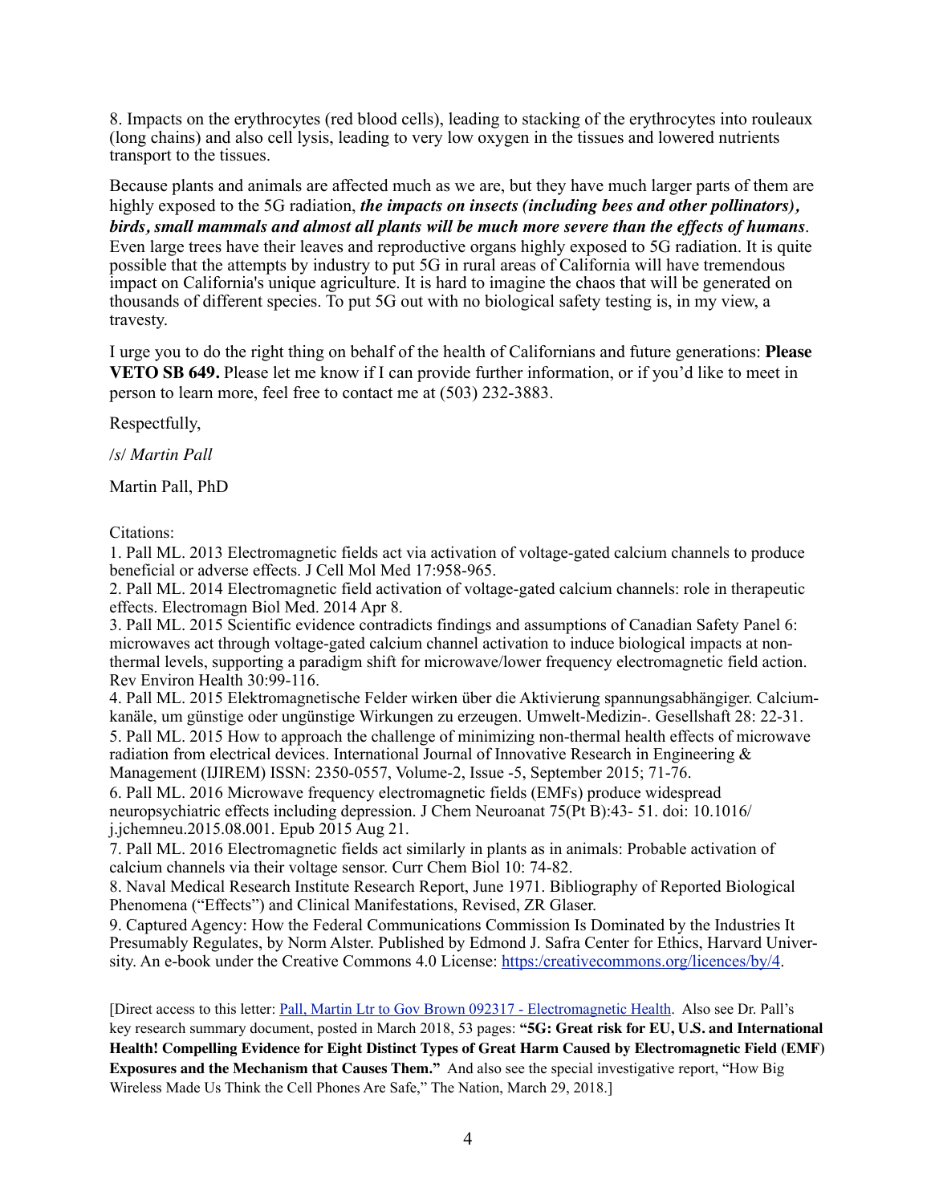8. Impacts on the erythrocytes (red blood cells), leading to stacking of the erythrocytes into rouleaux (long chains) and also cell lysis, leading to very low oxygen in the tissues and lowered nutrients transport to the tissues.

Because plants and animals are affected much as we are, but they have much larger parts of them are highly exposed to the 5G radiation, ***the impacts on insects (including bees and other pollinators), birds, small mammals and almost all plants will be much more severe than the effects of humans***. Even large trees have their leaves and reproductive organs highly exposed to 5G radiation. It is quite possible that the attempts by industry to put 5G in rural areas of California will have tremendous impact on California's unique agriculture. It is hard to imagine the chaos that will be generated on thousands of different species. To put 5G out with no biological safety testing is, in my view, a travesty.

I urge you to do the right thing on behalf of the health of Californians and future generations: **Please VETO SB 649.** Please let me know if I can provide further information, or if you'd like to meet in person to learn more, feel free to contact me at (503) 232-3883.

Respectfully,

/s/ *Martin Pall*

Martin Pall, PhD

Citations:

1. Pall ML. 2013 Electromagnetic fields act via activation of voltage-gated calcium channels to produce beneficial or adverse effects. J Cell Mol Med 17:958-965.
2. Pall ML. 2014 Electromagnetic field activation of voltage-gated calcium channels: role in therapeutic effects. Electromagn Biol Med. 2014 Apr 8.
3. Pall ML. 2015 Scientific evidence contradicts findings and assumptions of Canadian Safety Panel 6: microwaves act through voltage-gated calcium channel activation to induce biological impacts at non-thermal levels, supporting a paradigm shift for microwave/lower frequency electromagnetic field action. Rev Environ Health 30:99-116.
4. Pall ML. 2015 Elektromagnetische Felder wirken über die Aktivierung spannungsabhängiger. Calcium-kanäle, um günstige oder ungünstige Wirkungen zu erzeugen. Umwelt-Medizin-. Gesellshaft 28: 22-31.
5. Pall ML. 2015 How to approach the challenge of minimizing non-thermal health effects of microwave radiation from electrical devices. International Journal of Innovative Research in Engineering & Management (IJIREM) ISSN: 2350-0557, Volume-2, Issue -5, September 2015; 71-76.
6. Pall ML. 2016 Microwave frequency electromagnetic fields (EMFs) produce widespread neuropsychiatric effects including depression. J Chem Neuroanat 75(Pt B):43- 51. doi: 10.1016/ j.jchemneu.2015.08.001. Epub 2015 Aug 21.
7. Pall ML. 2016 Electromagnetic fields act similarly in plants as in animals: Probable activation of calcium channels via their voltage sensor. Curr Chem Biol 10: 74-82.
8. Naval Medical Research Institute Research Report, June 1971. Bibliography of Reported Biological Phenomena ("Effects") and Clinical Manifestations, Revised, ZR Glaser.
9. Captured Agency: How the Federal Communications Commission Is Dominated by the Industries It Presumably Regulates, by Norm Alster. Published by Edmond J. Safra Center for Ethics, Harvard University. An e-book under the Creative Commons 4.0 License: https:/creativecommons.org/licences/by/4.

[Direct access to this letter: Pall, Martin Ltr to Gov Brown 092317 - Electromagnetic Health. Also see Dr. Pall's key research summary document, posted in March 2018, 53 pages: **"5G: Great risk for EU, U.S. and International Health! Compelling Evidence for Eight Distinct Types of Great Harm Caused by Electromagnetic Field (EMF) Exposures and the Mechanism that Causes Them."** And also see the special investigative report, "How Big Wireless Made Us Think the Cell Phones Are Safe," The Nation, March 29, 2018.]